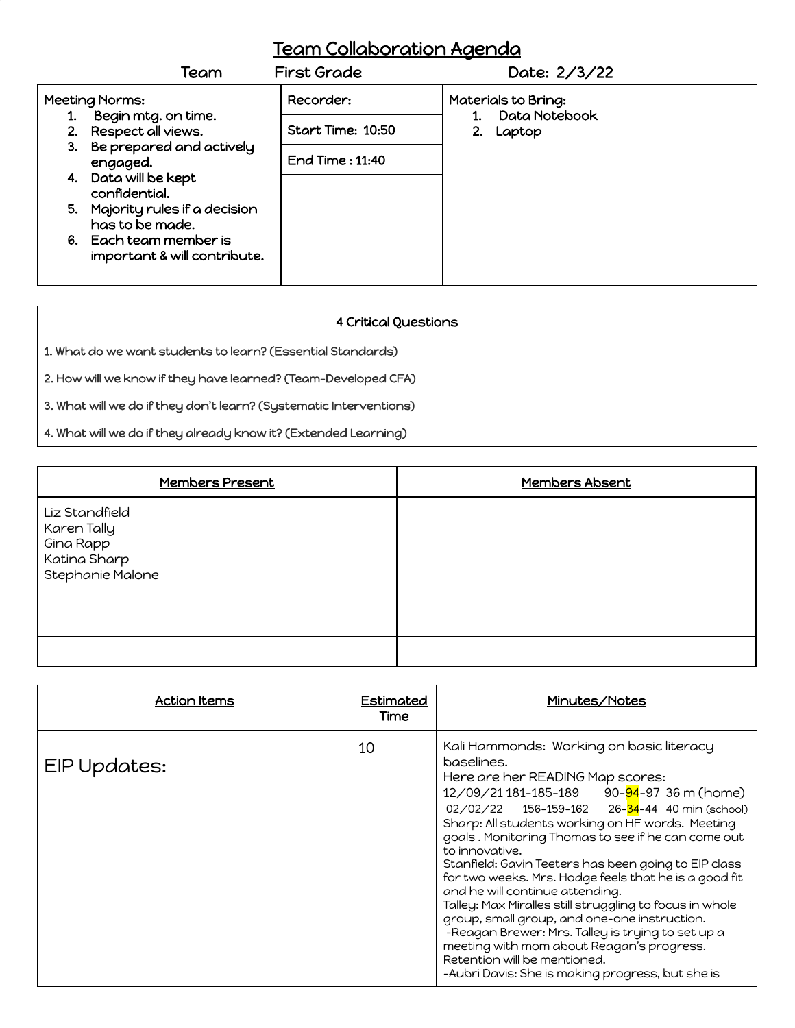# Team Collaboration Agenda

**Team** First Grade **Date:** 2/3/22

| Meeting Norms: | | Materials to Bring: |
|---|---|---|
| 1. Begin mtg. on time.<br>2. Respect all views.<br>3. Be prepared and actively engaged.<br>4. Data will be kept confidential.<br>5. Majority rules if a decision has to be made.<br>6. Each team member is important & will contribute. | Recorder:<br>Start Time: 10:50<br>End Time : 11:40 | 1. Data Notebook<br>2. Laptop |

| 4 Critical Questions |
|---|
| 1. What do we want students to learn? (Essential Standards) |
| 2. How will we know if they have learned? (Team-Developed CFA) |
| 3. What will we do if they don't learn? (Systematic Interventions) |
| 4. What will we do if they already know it? (Extended Learning) |

| Members Present | Members Absent |
|---|---|
| Liz Standfield<br>Karen Tally<br>Gina Rapp<br>Katina Sharp<br>Stephanie Malone | |
| | |

| Action Items | Estimated Time | Minutes/Notes |
|---|---|---|
| EIP Updates: | 10 | Kali Hammonds: Working on basic literacy baselines.<br>Here are her READING Map scores:<br>12/09/21 181-185-189 90-94-97 36 m (home)<br>02/02/22 156-159-162 26-34-44 40 min (school)<br>Sharp: All students working on HF words. Meeting goals . Monitoring Thomas to see if he can come out to innovative.<br>Stanfield: Gavin Teeters has been going to EIP class for two weeks. Mrs. Hodge feels that he is a good fit and he will continue attending.<br>Talley: Max Miralles still struggling to focus in whole group, small group, and one-one instruction.<br>-Reagan Brewer: Mrs. Talley is trying to set up a meeting with mom about Reagan's progress. Retention will be mentioned.<br>-Aubri Davis: She is making progress, but she is |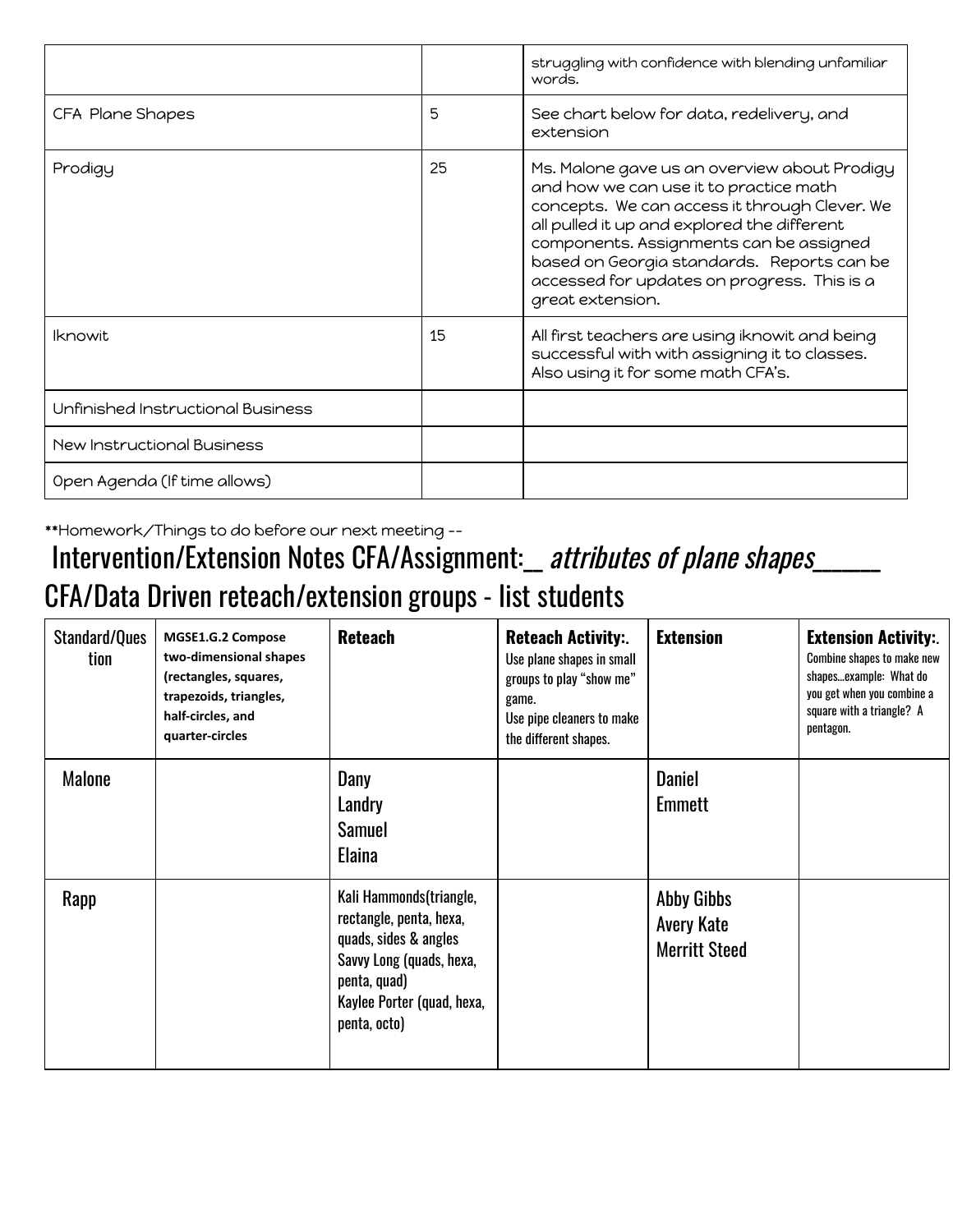| | | struggling with confidence with blending unfamiliar words. |
|---|---|---|
| CFA Plane Shapes | 5 | See chart below for data, redelivery, and extension |
| Prodigy | 25 | Ms. Malone gave us an overview about Prodigy and how we can use it to practice math concepts. We can access it through Clever. We all pulled it up and explored the different components. Assignments can be assigned based on Georgia standards. Reports can be accessed for updates on progress. This is a great extension. |
| Iknowit | 15 | All first teachers are using iknowit and being successful with with assigning it to classes. Also using it for some math CFA's. |
| Unfinished Instructional Business | | |
| New Instructional Business | | |
| Open Agenda (If time allows) | | |

**Homework/Things to do before our next meeting --

# Intervention/Extension Notes CFA/Assignment:__ *attributes of plane shapes*_____

## CFA/Data Driven reteach/extension groups - list students

| Standard/Question | **MGSE1.G.2 Compose two-dimensional shapes (rectangles, squares, trapezoids, triangles, half-circles, and quarter-circles** | **Reteach** | **Reteach Activity:.** Use plane shapes in small groups to play "show me" game. Use pipe cleaners to make the different shapes. | **Extension** | **Extension Activity:.** Combine shapes to make new shapes…example: What do you get when you combine a square with a triangle? A pentagon. |
|---|---|---|---|---|---|
| Malone | | Dany<br>Landry<br>Samuel<br>Elaina | | Daniel<br>Emmett | |
| Rapp | | Kali Hammonds(triangle, rectangle, penta, hexa, quads, sides & angles<br>Savvy Long (quads, hexa, penta, quad)<br>Kaylee Porter (quad, hexa, penta, octo) | | Abby Gibbs<br>Avery Kate<br>Merritt Steed | |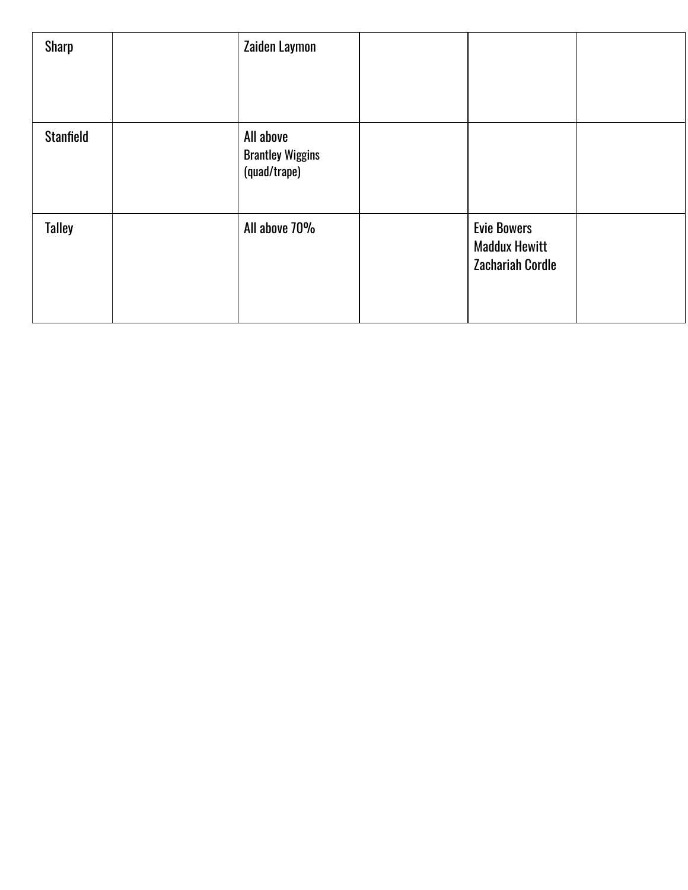| | | | | | |
|---|---|---|---|---|---|
| Sharp | | Zaiden Laymon | | | |
| Stanfield | | All above<br>Brantley Wiggins (quad/trape) | | | |
| Talley | | All above 70% | | Evie Bowers<br>Maddux Hewitt<br>Zachariah Cordle | |